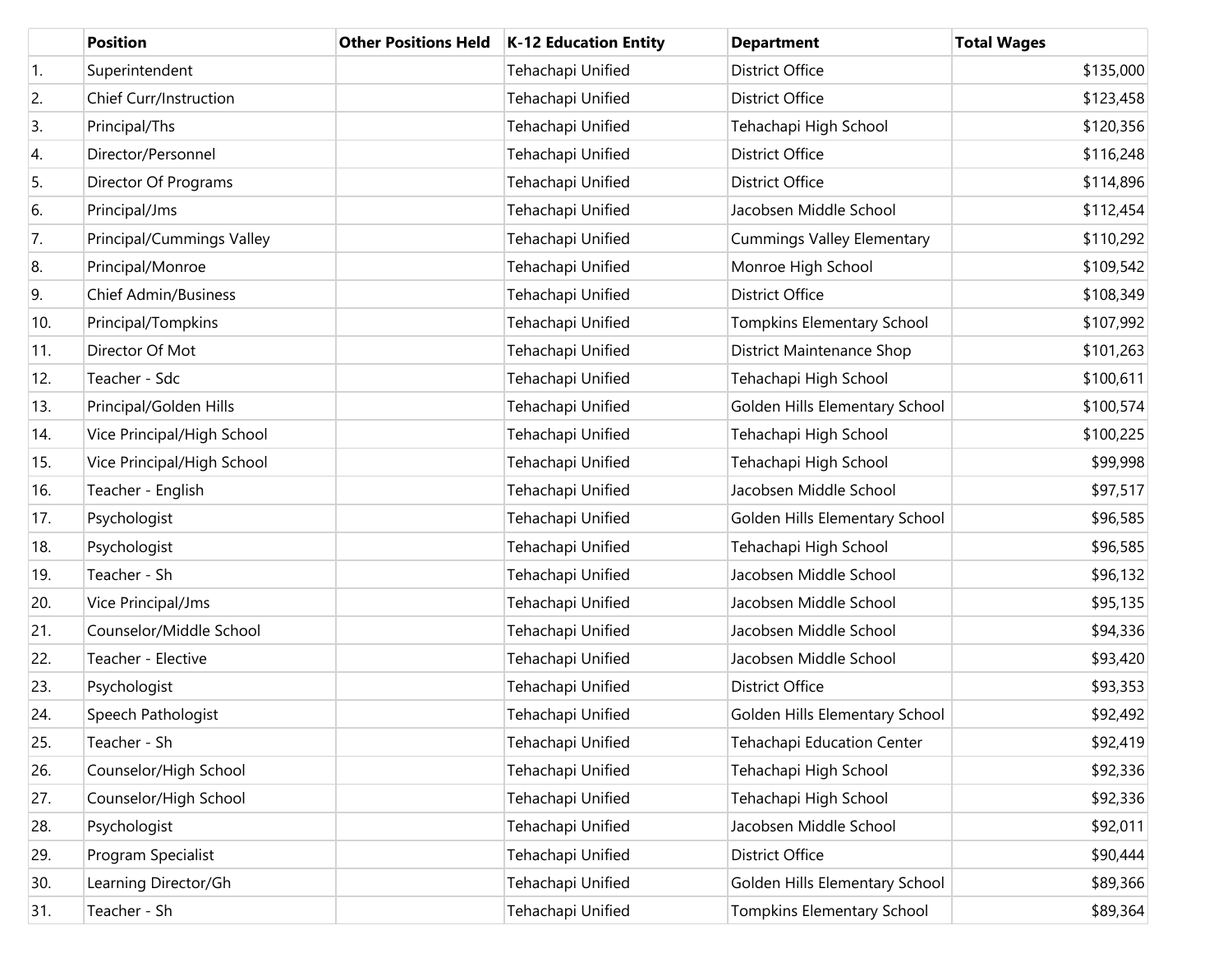| | Position | Other Positions Held | K-12 Education Entity | Department | Total Wages |
|---|---|---|---|---|---|
| 1. | Superintendent | | Tehachapi Unified | District Office | $135,000 |
| 2. | Chief Curr/Instruction | | Tehachapi Unified | District Office | $123,458 |
| 3. | Principal/Ths | | Tehachapi Unified | Tehachapi High School | $120,356 |
| 4. | Director/Personnel | | Tehachapi Unified | District Office | $116,248 |
| 5. | Director Of Programs | | Tehachapi Unified | District Office | $114,896 |
| 6. | Principal/Jms | | Tehachapi Unified | Jacobsen Middle School | $112,454 |
| 7. | Principal/Cummings Valley | | Tehachapi Unified | Cummings Valley Elementary | $110,292 |
| 8. | Principal/Monroe | | Tehachapi Unified | Monroe High School | $109,542 |
| 9. | Chief Admin/Business | | Tehachapi Unified | District Office | $108,349 |
| 10. | Principal/Tompkins | | Tehachapi Unified | Tompkins Elementary School | $107,992 |
| 11. | Director Of Mot | | Tehachapi Unified | District Maintenance Shop | $101,263 |
| 12. | Teacher - Sdc | | Tehachapi Unified | Tehachapi High School | $100,611 |
| 13. | Principal/Golden Hills | | Tehachapi Unified | Golden Hills Elementary School | $100,574 |
| 14. | Vice Principal/High School | | Tehachapi Unified | Tehachapi High School | $100,225 |
| 15. | Vice Principal/High School | | Tehachapi Unified | Tehachapi High School | $99,998 |
| 16. | Teacher - English | | Tehachapi Unified | Jacobsen Middle School | $97,517 |
| 17. | Psychologist | | Tehachapi Unified | Golden Hills Elementary School | $96,585 |
| 18. | Psychologist | | Tehachapi Unified | Tehachapi High School | $96,585 |
| 19. | Teacher - Sh | | Tehachapi Unified | Jacobsen Middle School | $96,132 |
| 20. | Vice Principal/Jms | | Tehachapi Unified | Jacobsen Middle School | $95,135 |
| 21. | Counselor/Middle School | | Tehachapi Unified | Jacobsen Middle School | $94,336 |
| 22. | Teacher - Elective | | Tehachapi Unified | Jacobsen Middle School | $93,420 |
| 23. | Psychologist | | Tehachapi Unified | District Office | $93,353 |
| 24. | Speech Pathologist | | Tehachapi Unified | Golden Hills Elementary School | $92,492 |
| 25. | Teacher - Sh | | Tehachapi Unified | Tehachapi Education Center | $92,419 |
| 26. | Counselor/High School | | Tehachapi Unified | Tehachapi High School | $92,336 |
| 27. | Counselor/High School | | Tehachapi Unified | Tehachapi High School | $92,336 |
| 28. | Psychologist | | Tehachapi Unified | Jacobsen Middle School | $92,011 |
| 29. | Program Specialist | | Tehachapi Unified | District Office | $90,444 |
| 30. | Learning Director/Gh | | Tehachapi Unified | Golden Hills Elementary School | $89,366 |
| 31. | Teacher - Sh | | Tehachapi Unified | Tompkins Elementary School | $89,364 |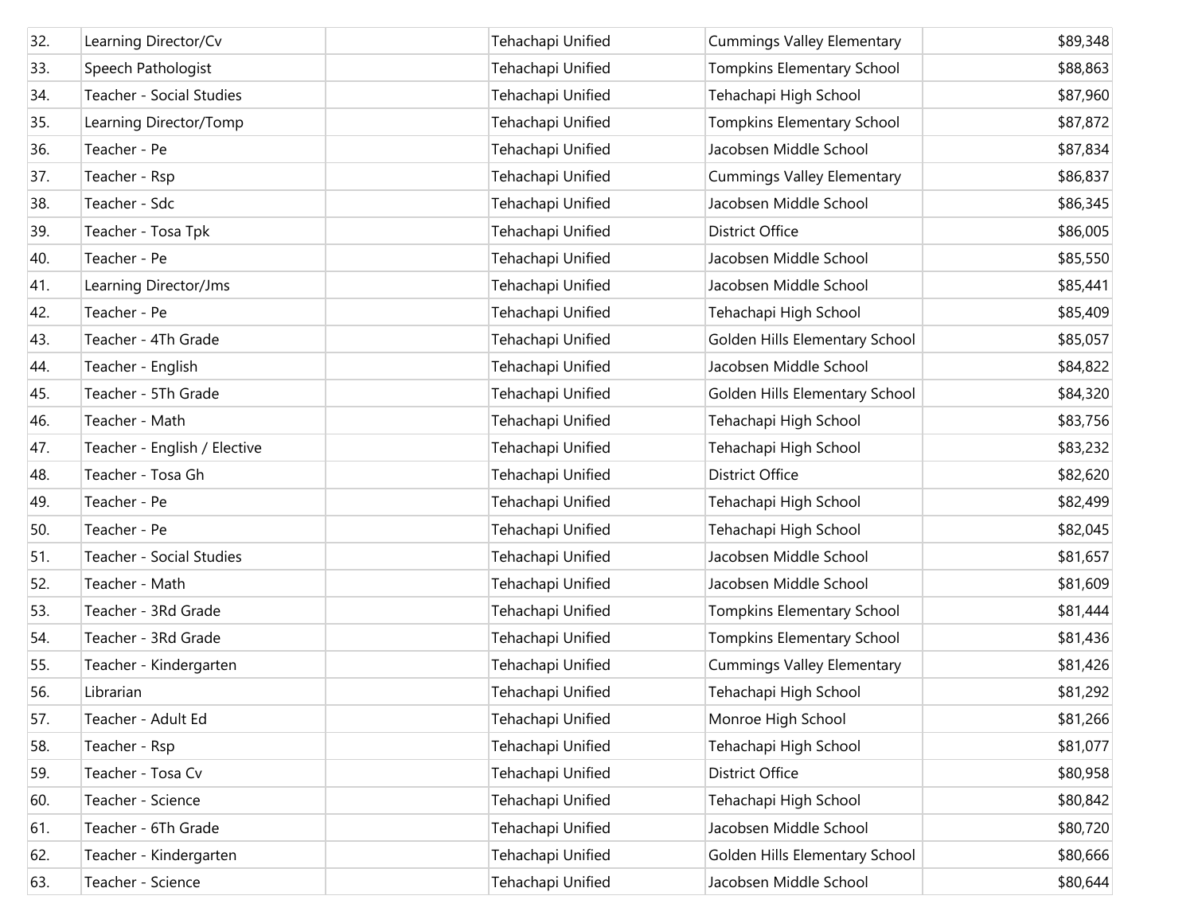| | | | | | |
|---|---|---|---|---|---|
| 32. | Learning Director/Cv | | Tehachapi Unified | Cummings Valley Elementary | $89,348 |
| 33. | Speech Pathologist | | Tehachapi Unified | Tompkins Elementary School | $88,863 |
| 34. | Teacher - Social Studies | | Tehachapi Unified | Tehachapi High School | $87,960 |
| 35. | Learning Director/Tomp | | Tehachapi Unified | Tompkins Elementary School | $87,872 |
| 36. | Teacher - Pe | | Tehachapi Unified | Jacobsen Middle School | $87,834 |
| 37. | Teacher - Rsp | | Tehachapi Unified | Cummings Valley Elementary | $86,837 |
| 38. | Teacher - Sdc | | Tehachapi Unified | Jacobsen Middle School | $86,345 |
| 39. | Teacher - Tosa Tpk | | Tehachapi Unified | District Office | $86,005 |
| 40. | Teacher - Pe | | Tehachapi Unified | Jacobsen Middle School | $85,550 |
| 41. | Learning Director/Jms | | Tehachapi Unified | Jacobsen Middle School | $85,441 |
| 42. | Teacher - Pe | | Tehachapi Unified | Tehachapi High School | $85,409 |
| 43. | Teacher - 4Th Grade | | Tehachapi Unified | Golden Hills Elementary School | $85,057 |
| 44. | Teacher - English | | Tehachapi Unified | Jacobsen Middle School | $84,822 |
| 45. | Teacher - 5Th Grade | | Tehachapi Unified | Golden Hills Elementary School | $84,320 |
| 46. | Teacher - Math | | Tehachapi Unified | Tehachapi High School | $83,756 |
| 47. | Teacher - English / Elective | | Tehachapi Unified | Tehachapi High School | $83,232 |
| 48. | Teacher - Tosa Gh | | Tehachapi Unified | District Office | $82,620 |
| 49. | Teacher - Pe | | Tehachapi Unified | Tehachapi High School | $82,499 |
| 50. | Teacher - Pe | | Tehachapi Unified | Tehachapi High School | $82,045 |
| 51. | Teacher - Social Studies | | Tehachapi Unified | Jacobsen Middle School | $81,657 |
| 52. | Teacher - Math | | Tehachapi Unified | Jacobsen Middle School | $81,609 |
| 53. | Teacher - 3Rd Grade | | Tehachapi Unified | Tompkins Elementary School | $81,444 |
| 54. | Teacher - 3Rd Grade | | Tehachapi Unified | Tompkins Elementary School | $81,436 |
| 55. | Teacher - Kindergarten | | Tehachapi Unified | Cummings Valley Elementary | $81,426 |
| 56. | Librarian | | Tehachapi Unified | Tehachapi High School | $81,292 |
| 57. | Teacher - Adult Ed | | Tehachapi Unified | Monroe High School | $81,266 |
| 58. | Teacher - Rsp | | Tehachapi Unified | Tehachapi High School | $81,077 |
| 59. | Teacher - Tosa Cv | | Tehachapi Unified | District Office | $80,958 |
| 60. | Teacher - Science | | Tehachapi Unified | Tehachapi High School | $80,842 |
| 61. | Teacher - 6Th Grade | | Tehachapi Unified | Jacobsen Middle School | $80,720 |
| 62. | Teacher - Kindergarten | | Tehachapi Unified | Golden Hills Elementary School | $80,666 |
| 63. | Teacher - Science | | Tehachapi Unified | Jacobsen Middle School | $80,644 |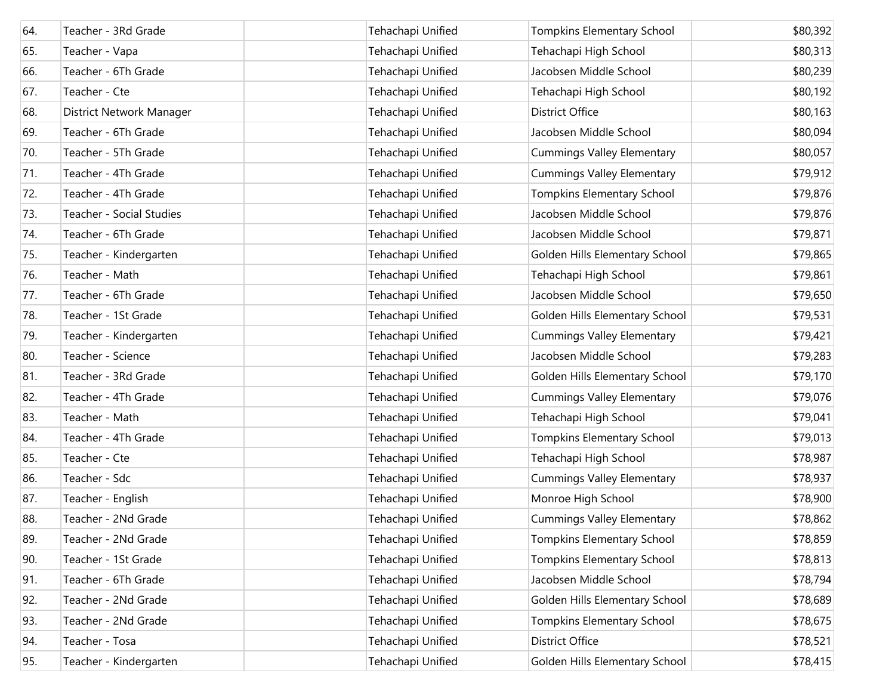| | | | | | |
|---|---|---|---|---|---|
| 64. | Teacher - 3Rd Grade | | Tehachapi Unified | Tompkins Elementary School | $80,392 |
| 65. | Teacher - Vapa | | Tehachapi Unified | Tehachapi High School | $80,313 |
| 66. | Teacher - 6Th Grade | | Tehachapi Unified | Jacobsen Middle School | $80,239 |
| 67. | Teacher - Cte | | Tehachapi Unified | Tehachapi High School | $80,192 |
| 68. | District Network Manager | | Tehachapi Unified | District Office | $80,163 |
| 69. | Teacher - 6Th Grade | | Tehachapi Unified | Jacobsen Middle School | $80,094 |
| 70. | Teacher - 5Th Grade | | Tehachapi Unified | Cummings Valley Elementary | $80,057 |
| 71. | Teacher - 4Th Grade | | Tehachapi Unified | Cummings Valley Elementary | $79,912 |
| 72. | Teacher - 4Th Grade | | Tehachapi Unified | Tompkins Elementary School | $79,876 |
| 73. | Teacher - Social Studies | | Tehachapi Unified | Jacobsen Middle School | $79,876 |
| 74. | Teacher - 6Th Grade | | Tehachapi Unified | Jacobsen Middle School | $79,871 |
| 75. | Teacher - Kindergarten | | Tehachapi Unified | Golden Hills Elementary School | $79,865 |
| 76. | Teacher - Math | | Tehachapi Unified | Tehachapi High School | $79,861 |
| 77. | Teacher - 6Th Grade | | Tehachapi Unified | Jacobsen Middle School | $79,650 |
| 78. | Teacher - 1St Grade | | Tehachapi Unified | Golden Hills Elementary School | $79,531 |
| 79. | Teacher - Kindergarten | | Tehachapi Unified | Cummings Valley Elementary | $79,421 |
| 80. | Teacher - Science | | Tehachapi Unified | Jacobsen Middle School | $79,283 |
| 81. | Teacher - 3Rd Grade | | Tehachapi Unified | Golden Hills Elementary School | $79,170 |
| 82. | Teacher - 4Th Grade | | Tehachapi Unified | Cummings Valley Elementary | $79,076 |
| 83. | Teacher - Math | | Tehachapi Unified | Tehachapi High School | $79,041 |
| 84. | Teacher - 4Th Grade | | Tehachapi Unified | Tompkins Elementary School | $79,013 |
| 85. | Teacher - Cte | | Tehachapi Unified | Tehachapi High School | $78,987 |
| 86. | Teacher - Sdc | | Tehachapi Unified | Cummings Valley Elementary | $78,937 |
| 87. | Teacher - English | | Tehachapi Unified | Monroe High School | $78,900 |
| 88. | Teacher - 2Nd Grade | | Tehachapi Unified | Cummings Valley Elementary | $78,862 |
| 89. | Teacher - 2Nd Grade | | Tehachapi Unified | Tompkins Elementary School | $78,859 |
| 90. | Teacher - 1St Grade | | Tehachapi Unified | Tompkins Elementary School | $78,813 |
| 91. | Teacher - 6Th Grade | | Tehachapi Unified | Jacobsen Middle School | $78,794 |
| 92. | Teacher - 2Nd Grade | | Tehachapi Unified | Golden Hills Elementary School | $78,689 |
| 93. | Teacher - 2Nd Grade | | Tehachapi Unified | Tompkins Elementary School | $78,675 |
| 94. | Teacher - Tosa | | Tehachapi Unified | District Office | $78,521 |
| 95. | Teacher - Kindergarten | | Tehachapi Unified | Golden Hills Elementary School | $78,415 |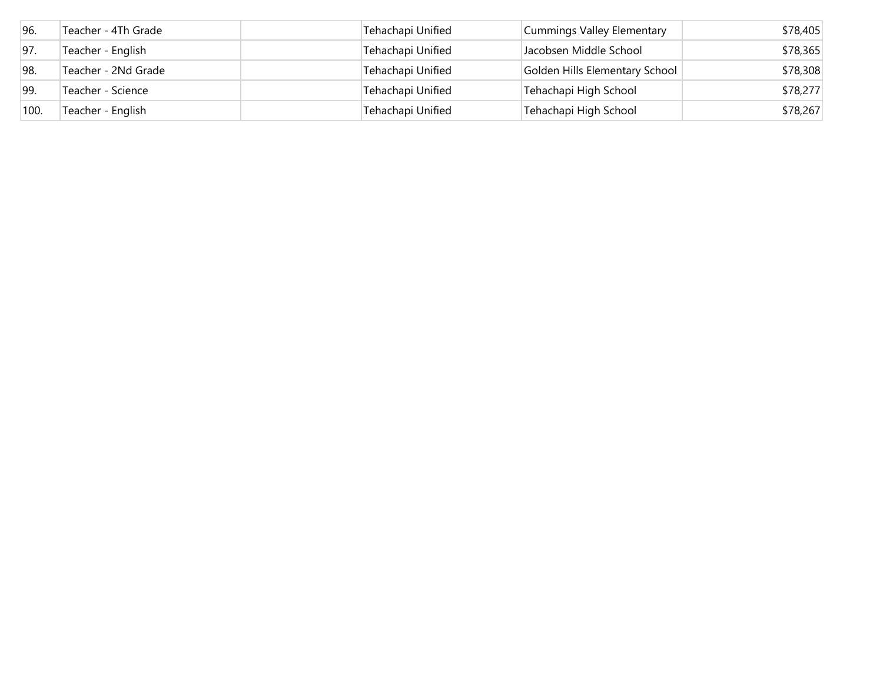| | | | | | |
|---|---|---|---|---|---|
| 96. | Teacher - 4Th Grade | | Tehachapi Unified | Cummings Valley Elementary | $78,405 |
| 97. | Teacher - English | | Tehachapi Unified | Jacobsen Middle School | $78,365 |
| 98. | Teacher - 2Nd Grade | | Tehachapi Unified | Golden Hills Elementary School | $78,308 |
| 99. | Teacher - Science | | Tehachapi Unified | Tehachapi High School | $78,277 |
| 100. | Teacher - English | | Tehachapi Unified | Tehachapi High School | $78,267 |